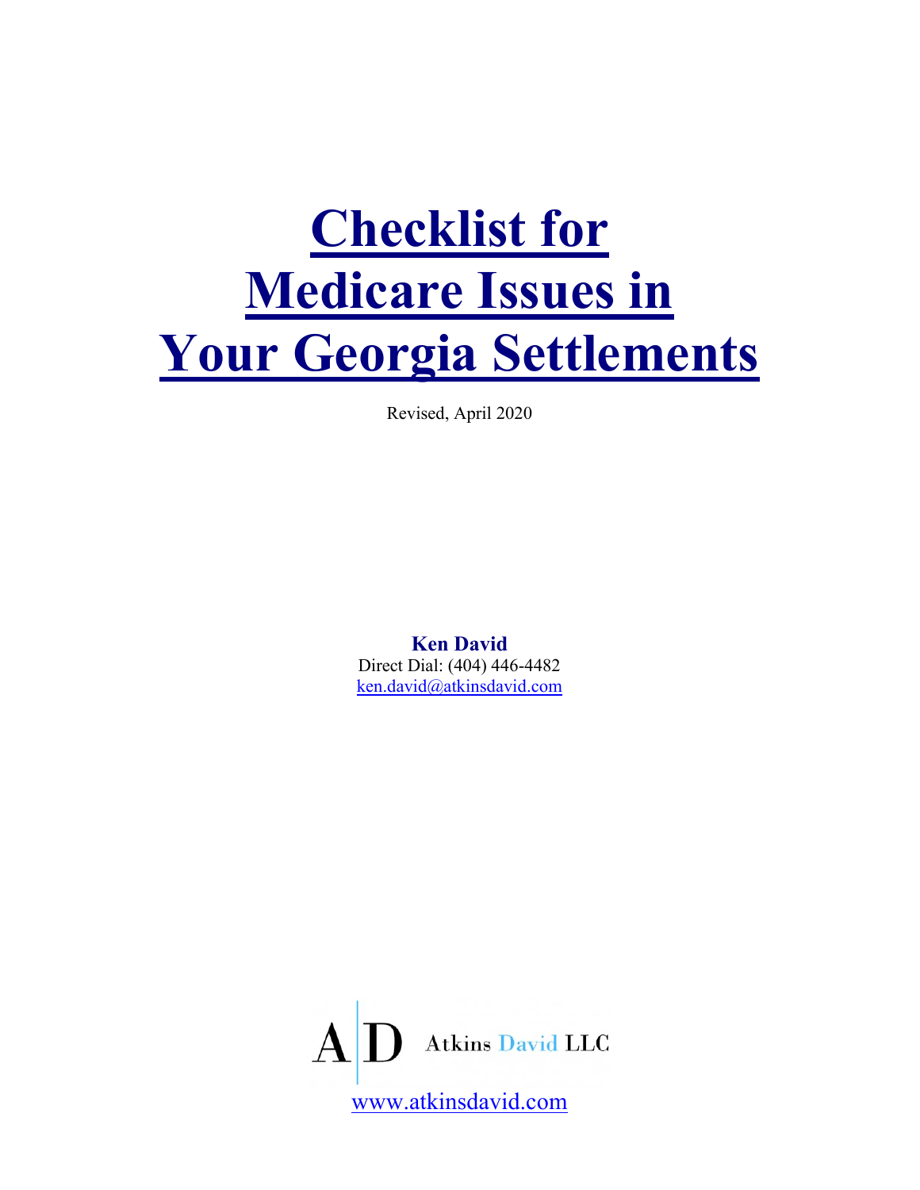# Checklist for Medicare Issues in Your Georgia Settlements

Revised, April 2020

**Ken David**
Direct Dial: (404) 446-4482
ken.david@atkinsdavid.com

Atkins David LLC

www.atkinsdavid.com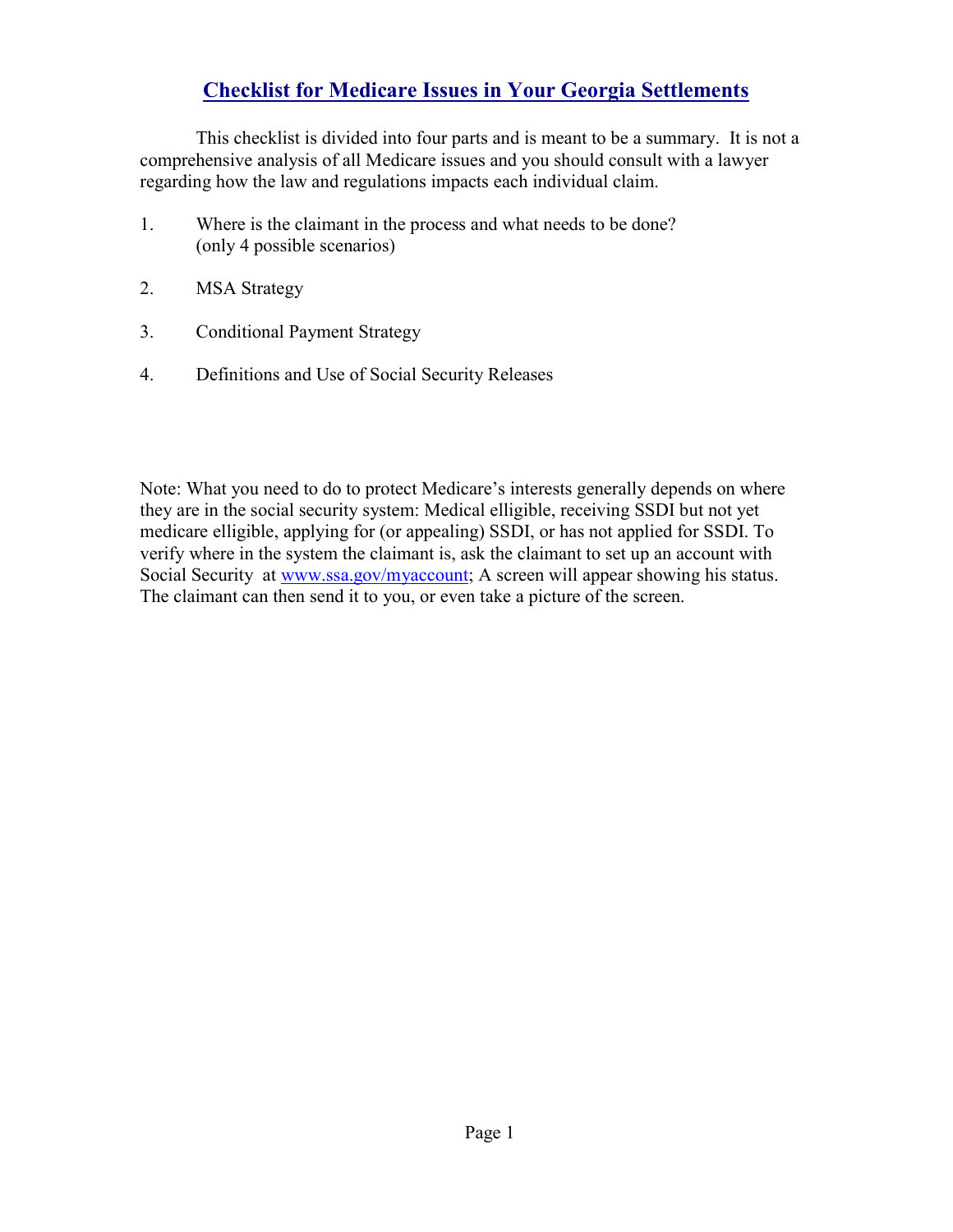# Checklist for Medicare Issues in Your Georgia Settlements

This checklist is divided into four parts and is meant to be a summary. It is not a comprehensive analysis of all Medicare issues and you should consult with a lawyer regarding how the law and regulations impacts each individual claim.

1. Where is the claimant in the process and what needs to be done? (only 4 possible scenarios)
2. MSA Strategy
3. Conditional Payment Strategy
4. Definitions and Use of Social Security Releases

Note: What you need to do to protect Medicare's interests generally depends on where they are in the social security system: Medical elligible, receiving SSDI but not yet medicare elligible, applying for (or appealing) SSDI, or has not applied for SSDI. To verify where in the system the claimant is, ask the claimant to set up an account with Social Security at [www.ssa.gov/myaccount](www.ssa.gov/myaccount); A screen will appear showing his status. The claimant can then send it to you, or even take a picture of the screen.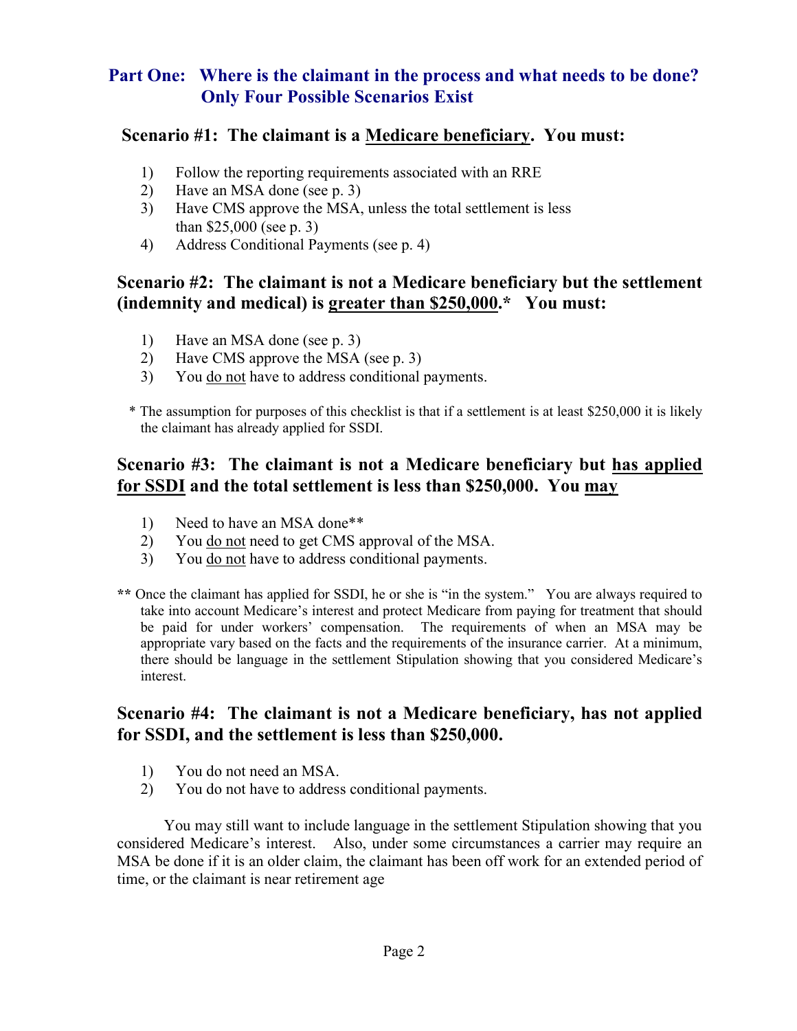## Part One: Where is the claimant in the process and what needs to be done? Only Four Possible Scenarios Exist

### Scenario #1: The claimant is a Medicare beneficiary. You must:

1) Follow the reporting requirements associated with an RRE
2) Have an MSA done (see p. 3)
3) Have CMS approve the MSA, unless the total settlement is less than $25,000 (see p. 3)
4) Address Conditional Payments (see p. 4)

### Scenario #2: The claimant is not a Medicare beneficiary but the settlement (indemnity and medical) is greater than $250,000.* You must:

1) Have an MSA done (see p. 3)
2) Have CMS approve the MSA (see p. 3)
3) You do not have to address conditional payments.

\* The assumption for purposes of this checklist is that if a settlement is at least $250,000 it is likely the claimant has already applied for SSDI.

### Scenario #3: The claimant is not a Medicare beneficiary but has applied for SSDI and the total settlement is less than $250,000. You may

1) Need to have an MSA done**
2) You do not need to get CMS approval of the MSA.
3) You do not have to address conditional payments.

**\*\*** Once the claimant has applied for SSDI, he or she is "in the system." You are always required to take into account Medicare's interest and protect Medicare from paying for treatment that should be paid for under workers' compensation. The requirements of when an MSA may be appropriate vary based on the facts and the requirements of the insurance carrier. At a minimum, there should be language in the settlement Stipulation showing that you considered Medicare's interest.

### Scenario #4: The claimant is not a Medicare beneficiary, has not applied for SSDI, and the settlement is less than $250,000.

1) You do not need an MSA.
2) You do not have to address conditional payments.

You may still want to include language in the settlement Stipulation showing that you considered Medicare's interest. Also, under some circumstances a carrier may require an MSA be done if it is an older claim, the claimant has been off work for an extended period of time, or the claimant is near retirement age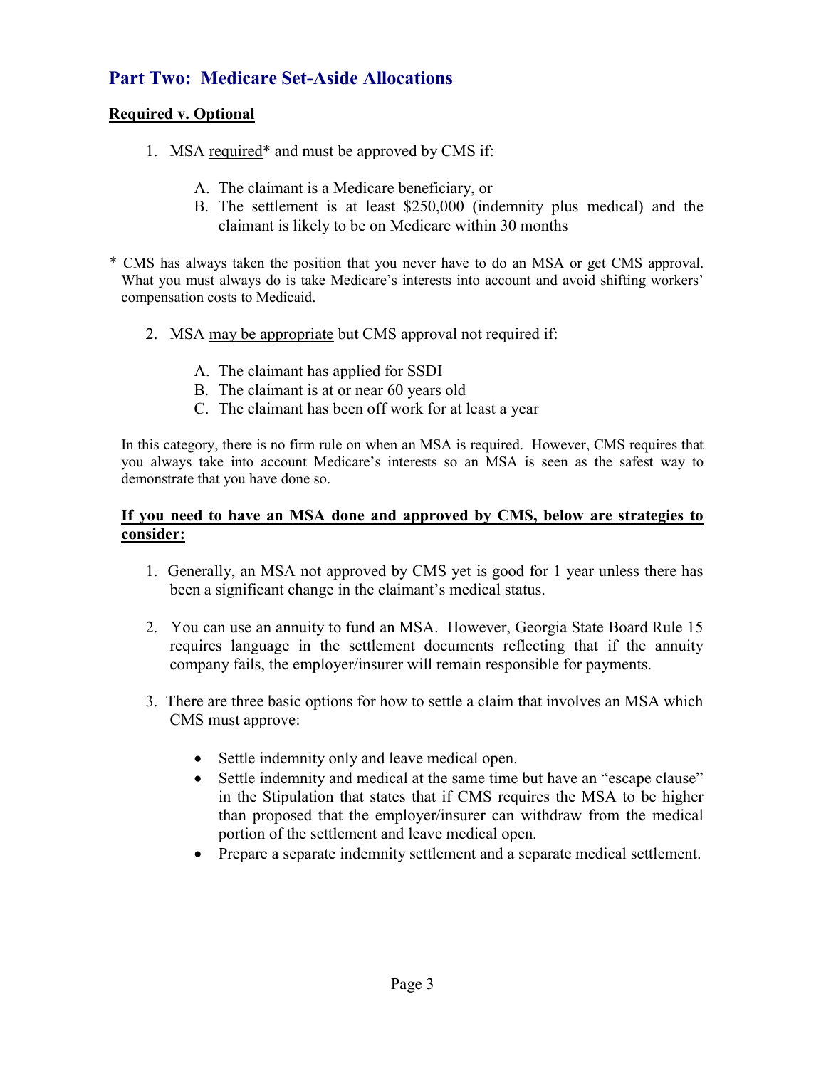## Part Two: Medicare Set-Aside Allocations

**<u>Required v. Optional</u>**

1. MSA <u>required</u>* and must be approved by CMS if:

   A. The claimant is a Medicare beneficiary, or
   B. The settlement is at least $250,000 (indemnity plus medical) and the claimant is likely to be on Medicare within 30 months

\* CMS has always taken the position that you never have to do an MSA or get CMS approval. What you must always do is take Medicare's interests into account and avoid shifting workers' compensation costs to Medicaid.

2. MSA <u>may be appropriate</u> but CMS approval not required if:

   A. The claimant has applied for SSDI
   B. The claimant is at or near 60 years old
   C. The claimant has been off work for at least a year

In this category, there is no firm rule on when an MSA is required. However, CMS requires that you always take into account Medicare's interests so an MSA is seen as the safest way to demonstrate that you have done so.

**<u>If you need to have an MSA done and approved by CMS, below are strategies to consider:</u>**

1. Generally, an MSA not approved by CMS yet is good for 1 year unless there has been a significant change in the claimant's medical status.

2. You can use an annuity to fund an MSA. However, Georgia State Board Rule 15 requires language in the settlement documents reflecting that if the annuity company fails, the employer/insurer will remain responsible for payments.

3. There are three basic options for how to settle a claim that involves an MSA which CMS must approve:

   - Settle indemnity only and leave medical open.
   - Settle indemnity and medical at the same time but have an "escape clause" in the Stipulation that states that if CMS requires the MSA to be higher than proposed that the employer/insurer can withdraw from the medical portion of the settlement and leave medical open.
   - Prepare a separate indemnity settlement and a separate medical settlement.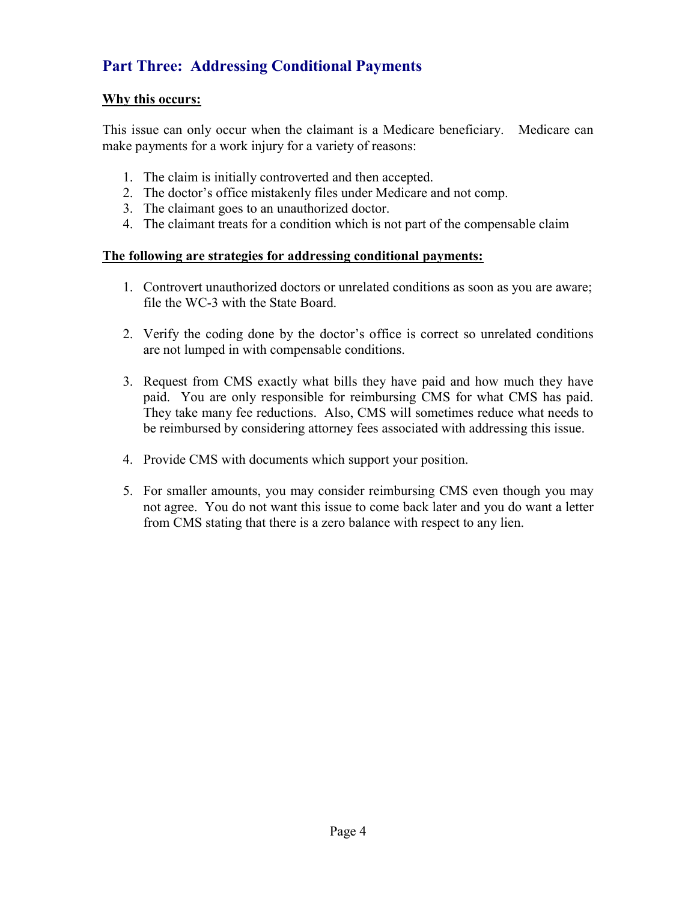## Part Three: Addressing Conditional Payments

**Why this occurs:**

This issue can only occur when the claimant is a Medicare beneficiary. Medicare can make payments for a work injury for a variety of reasons:

1. The claim is initially controverted and then accepted.
2. The doctor's office mistakenly files under Medicare and not comp.
3. The claimant goes to an unauthorized doctor.
4. The claimant treats for a condition which is not part of the compensable claim

**The following are strategies for addressing conditional payments:**

1. Controvert unauthorized doctors or unrelated conditions as soon as you are aware; file the WC-3 with the State Board.

2. Verify the coding done by the doctor's office is correct so unrelated conditions are not lumped in with compensable conditions.

3. Request from CMS exactly what bills they have paid and how much they have paid. You are only responsible for reimbursing CMS for what CMS has paid. They take many fee reductions. Also, CMS will sometimes reduce what needs to be reimbursed by considering attorney fees associated with addressing this issue.

4. Provide CMS with documents which support your position.

5. For smaller amounts, you may consider reimbursing CMS even though you may not agree. You do not want this issue to come back later and you do want a letter from CMS stating that there is a zero balance with respect to any lien.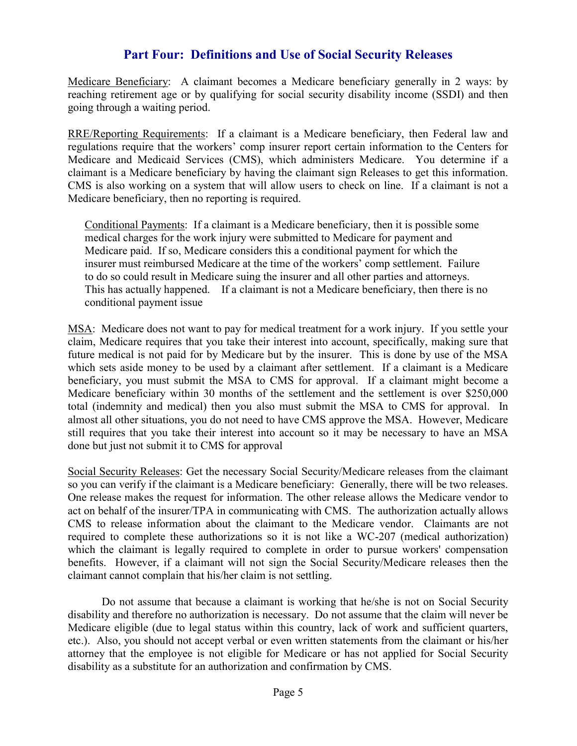## Part Four: Definitions and Use of Social Security Releases

Medicare Beneficiary: A claimant becomes a Medicare beneficiary generally in 2 ways: by reaching retirement age or by qualifying for social security disability income (SSDI) and then going through a waiting period.

RRE/Reporting Requirements: If a claimant is a Medicare beneficiary, then Federal law and regulations require that the workers' comp insurer report certain information to the Centers for Medicare and Medicaid Services (CMS), which administers Medicare. You determine if a claimant is a Medicare beneficiary by having the claimant sign Releases to get this information. CMS is also working on a system that will allow users to check on line. If a claimant is not a Medicare beneficiary, then no reporting is required.

> Conditional Payments: If a claimant is a Medicare beneficiary, then it is possible some medical charges for the work injury were submitted to Medicare for payment and Medicare paid. If so, Medicare considers this a conditional payment for which the insurer must reimbursed Medicare at the time of the workers' comp settlement. Failure to do so could result in Medicare suing the insurer and all other parties and attorneys. This has actually happened. If a claimant is not a Medicare beneficiary, then there is no conditional payment issue

MSA: Medicare does not want to pay for medical treatment for a work injury. If you settle your claim, Medicare requires that you take their interest into account, specifically, making sure that future medical is not paid for by Medicare but by the insurer. This is done by use of the MSA which sets aside money to be used by a claimant after settlement. If a claimant is a Medicare beneficiary, you must submit the MSA to CMS for approval. If a claimant might become a Medicare beneficiary within 30 months of the settlement and the settlement is over $250,000 total (indemnity and medical) then you also must submit the MSA to CMS for approval. In almost all other situations, you do not need to have CMS approve the MSA. However, Medicare still requires that you take their interest into account so it may be necessary to have an MSA done but just not submit it to CMS for approval

Social Security Releases: Get the necessary Social Security/Medicare releases from the claimant so you can verify if the claimant is a Medicare beneficiary: Generally, there will be two releases. One release makes the request for information. The other release allows the Medicare vendor to act on behalf of the insurer/TPA in communicating with CMS. The authorization actually allows CMS to release information about the claimant to the Medicare vendor. Claimants are not required to complete these authorizations so it is not like a WC-207 (medical authorization) which the claimant is legally required to complete in order to pursue workers' compensation benefits. However, if a claimant will not sign the Social Security/Medicare releases then the claimant cannot complain that his/her claim is not settling.

Do not assume that because a claimant is working that he/she is not on Social Security disability and therefore no authorization is necessary. Do not assume that the claim will never be Medicare eligible (due to legal status within this country, lack of work and sufficient quarters, etc.). Also, you should not accept verbal or even written statements from the claimant or his/her attorney that the employee is not eligible for Medicare or has not applied for Social Security disability as a substitute for an authorization and confirmation by CMS.